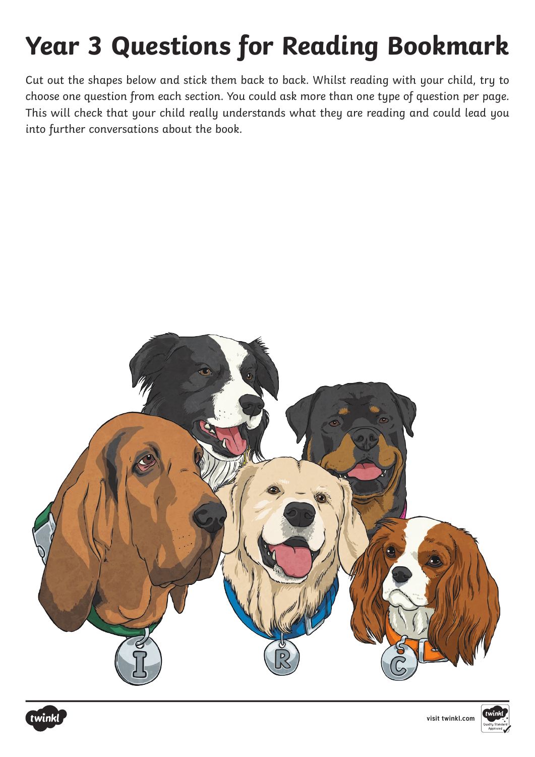# Year 3 Questions for Reading Bookmark

Cut out the shapes below and stick them back to back. Whilst reading with your child, try to choose one question from each section. You could ask more than one type of question per page. This will check that your child really understands what they are reading and could lead you into further conversations about the book.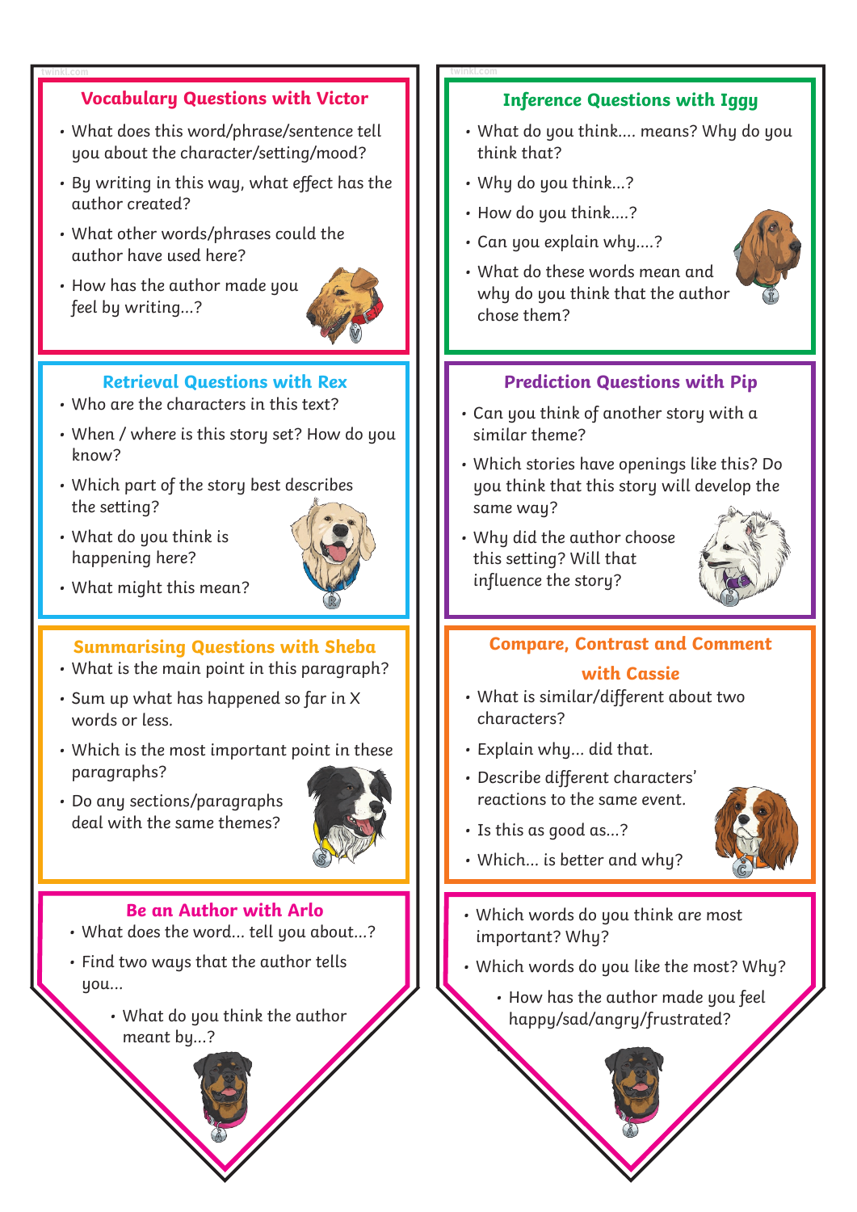## Vocabulary Questions with Victor

- What does this word/phrase/sentence tell you about the character/setting/mood?
- By writing in this way, what effect has the author created?
- What other words/phrases could the author have used here?
- How has the author made you feel by writing...?

## Retrieval Questions with Rex

- Who are the characters in this text?
- When / where is this story set? How do you know?
- Which part of the story best describes the setting?
- What do you think is happening here?
- What might this mean?

## Summarising Questions with Sheba

- What is the main point in this paragraph?
- Sum up what has happened so far in X words or less.
- Which is the most important point in these paragraphs?
- Do any sections/paragraphs deal with the same themes?

## Be an Author with Arlo

- What does the word... tell you about...?
- Find two ways that the author tells you...
- What do you think the author meant by...?

## Inference Questions with Iggy

- What do you think.... means? Why do you think that?
- Why do you think...?
- How do you think....?
- Can you explain why....?
- What do these words mean and why do you think that the author chose them?

## Prediction Questions with Pip

- Can you think of another story with a similar theme?
- Which stories have openings like this? Do you think that this story will develop the same way?
- Why did the author choose this setting? Will that influence the story?

## Compare, Contrast and Comment with Cassie

- What is similar/different about two characters?
- Explain why... did that.
- Describe different characters' reactions to the same event.
- Is this as good as...?
- Which... is better and why?

---

- Which words do you think are most important? Why?
- Which words do you like the most? Why?
- How has the author made you feel happy/sad/angry/frustrated?